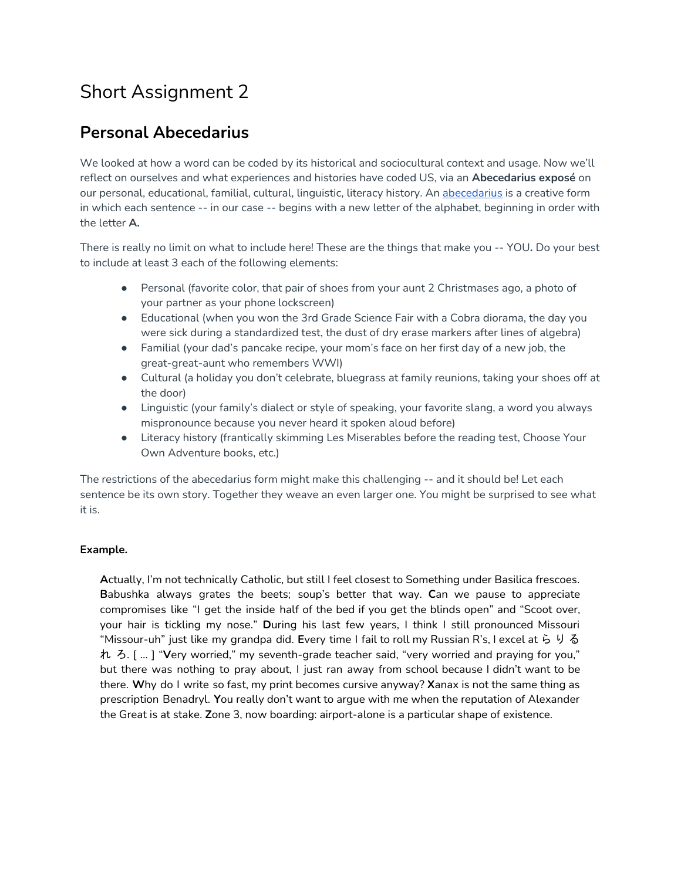# Short Assignment 2

## Personal Abecedarius

We looked at how a word can be coded by its historical and sociocultural context and usage. Now we'll reflect on ourselves and what experiences and histories have coded US, via an **Abecedarius exposé** on our personal, educational, familial, cultural, linguistic, literacy history. An abecedarius is a creative form in which each sentence -- in our case -- begins with a new letter of the alphabet, beginning in order with the letter **A.**

There is really no limit on what to include here! These are the things that make you -- YOU**.** Do your best to include at least 3 each of the following elements:

- Personal (favorite color, that pair of shoes from your aunt 2 Christmases ago, a photo of your partner as your phone lockscreen)
- Educational (when you won the 3rd Grade Science Fair with a Cobra diorama, the day you were sick during a standardized test, the dust of dry erase markers after lines of algebra)
- Familial (your dad's pancake recipe, your mom's face on her first day of a new job, the great-great-aunt who remembers WWI)
- Cultural (a holiday you don't celebrate, bluegrass at family reunions, taking your shoes off at the door)
- Linguistic (your family's dialect or style of speaking, your favorite slang, a word you always mispronounce because you never heard it spoken aloud before)
- Literacy history (frantically skimming Les Miserables before the reading test, Choose Your Own Adventure books, etc.)

The restrictions of the abecedarius form might make this challenging -- and it should be! Let each sentence be its own story. Together they weave an even larger one. You might be surprised to see what it is.

**Example.**

> **A**ctually, I'm not technically Catholic, but still I feel closest to Something under Basilica frescoes. **B**abushka always grates the beets; soup's better that way. **C**an we pause to appreciate compromises like "I get the inside half of the bed if you get the blinds open" and "Scoot over, your hair is tickling my nose." **D**uring his last few years, I think I still pronounced Missouri "Missour-uh" just like my grandpa did. **E**very time I fail to roll my Russian R's, I excel at ら り る れ ろ. [ ... ] "**V**ery worried," my seventh-grade teacher said, "very worried and praying for you," but there was nothing to pray about, I just ran away from school because I didn't want to be there. **W**hy do I write so fast, my print becomes cursive anyway? **X**anax is not the same thing as prescription Benadryl. **Y**ou really don't want to argue with me when the reputation of Alexander the Great is at stake. **Z**one 3, now boarding: airport-alone is a particular shape of existence.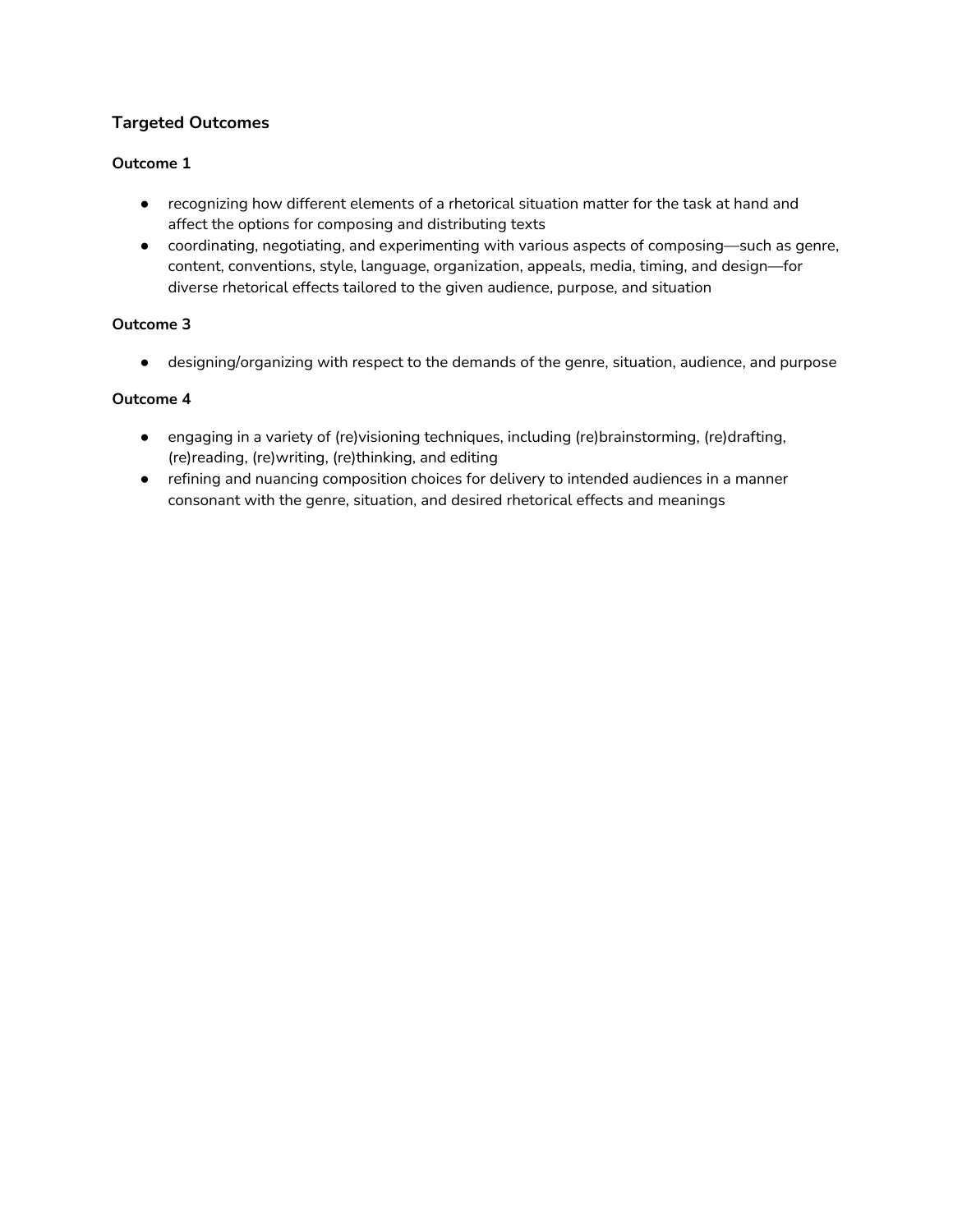### Targeted Outcomes

**Outcome 1**

- recognizing how different elements of a rhetorical situation matter for the task at hand and affect the options for composing and distributing texts
- coordinating, negotiating, and experimenting with various aspects of composing—such as genre, content, conventions, style, language, organization, appeals, media, timing, and design—for diverse rhetorical effects tailored to the given audience, purpose, and situation

**Outcome 3**

- designing/organizing with respect to the demands of the genre, situation, audience, and purpose

**Outcome 4**

- engaging in a variety of (re)visioning techniques, including (re)brainstorming, (re)drafting, (re)reading, (re)writing, (re)thinking, and editing
- refining and nuancing composition choices for delivery to intended audiences in a manner consonant with the genre, situation, and desired rhetorical effects and meanings